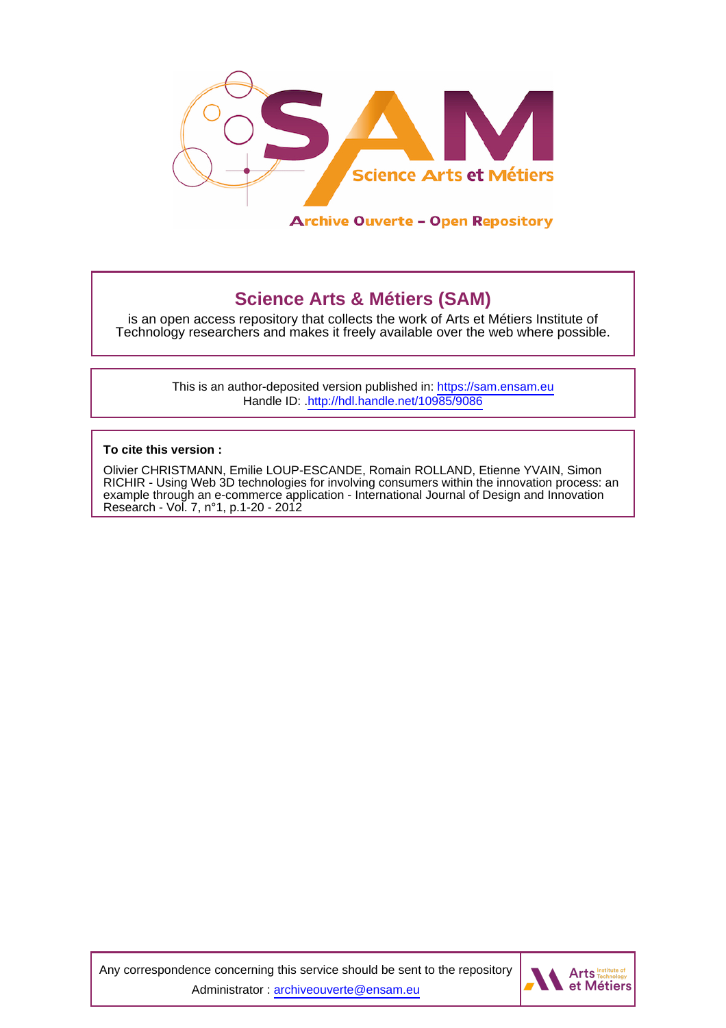# Science Arts & Métiers (SAM)

is an open access repository that collects the work of Arts et Métiers Institute of Technology researchers and makes it freely available over the web where possible.

This is an author-deposited version published in: https://sam.ensam.eu
Handle ID: .http://hdl.handle.net/10985/9086

**To cite this version :**

Olivier CHRISTMANN, Emilie LOUP-ESCANDE, Romain ROLLAND, Etienne YVAIN, Simon RICHIR - Using Web 3D technologies for involving consumers within the innovation process: an example through an e-commerce application - International Journal of Design and Innovation Research - Vol. 7, n°1, p.1-20 - 2012

Any correspondence concerning this service should be sent to the repository Administrator : archiveouverte@ensam.eu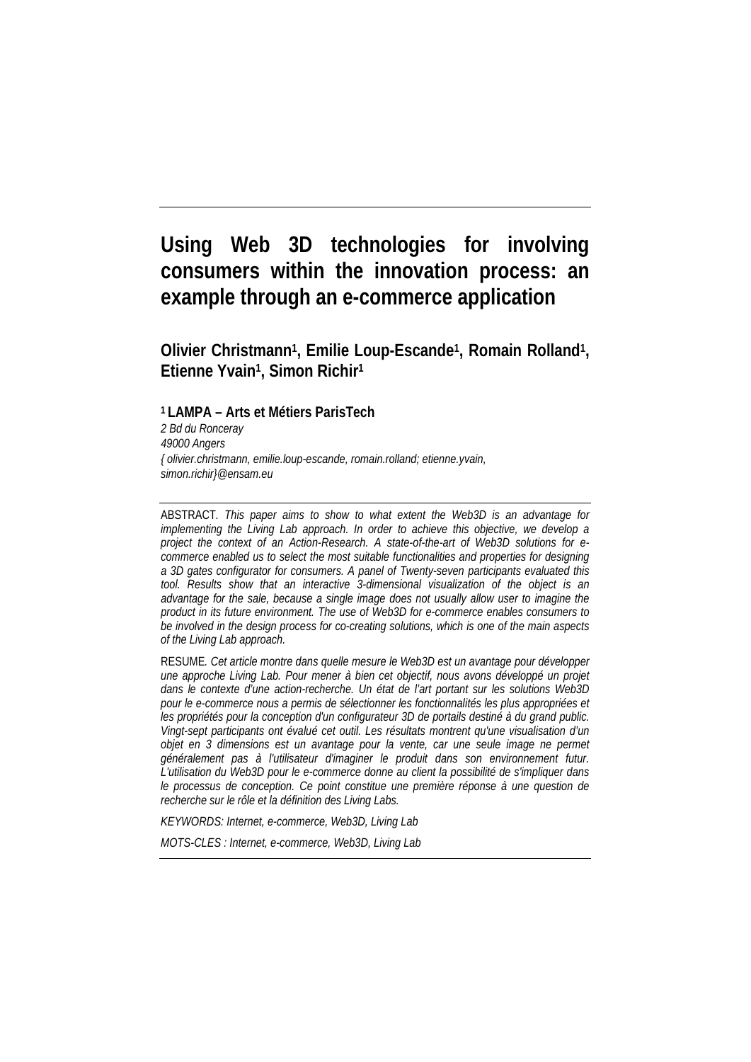# Using Web 3D technologies for involving consumers within the innovation process: an example through an e-commerce application

**Olivier Christmann[1], Emilie Loup-Escande[1], Romain Rolland[1], Etienne Yvain[1], Simon Richir[1]**

**[1] LAMPA – Arts et Métiers ParisTech**

*2 Bd du Ronceray*
*49000 Angers*
*{ olivier.christmann, emilie.loup-escande, romain.rolland; etienne.yvain, simon.richir}@ensam.eu*

ABSTRACT. *This paper aims to show to what extent the Web3D is an advantage for implementing the Living Lab approach. In order to achieve this objective, we develop a project the context of an Action-Research. A state-of-the-art of Web3D solutions for e-commerce enabled us to select the most suitable functionalities and properties for designing a 3D gates configurator for consumers. A panel of Twenty-seven participants evaluated this tool. Results show that an interactive 3-dimensional visualization of the object is an advantage for the sale, because a single image does not usually allow user to imagine the product in its future environment. The use of Web3D for e-commerce enables consumers to be involved in the design process for co-creating solutions, which is one of the main aspects of the Living Lab approach.*

RESUME. *Cet article montre dans quelle mesure le Web3D est un avantage pour développer une approche Living Lab. Pour mener à bien cet objectif, nous avons développé un projet dans le contexte d'une action-recherche. Un état de l'art portant sur les solutions Web3D pour le e-commerce nous a permis de sélectionner les fonctionnalités les plus appropriées et les propriétés pour la conception d'un configurateur 3D de portails destiné à du grand public. Vingt-sept participants ont évalué cet outil. Les résultats montrent qu'une visualisation d'un objet en 3 dimensions est un avantage pour la vente, car une seule image ne permet généralement pas à l'utilisateur d'imaginer le produit dans son environnement futur. L'utilisation du Web3D pour le e-commerce donne au client la possibilité de s'impliquer dans le processus de conception. Ce point constitue une première réponse à une question de recherche sur le rôle et la définition des Living Labs.*

*KEYWORDS: Internet, e-commerce, Web3D, Living Lab*

*MOTS-CLES : Internet, e-commerce, Web3D, Living Lab*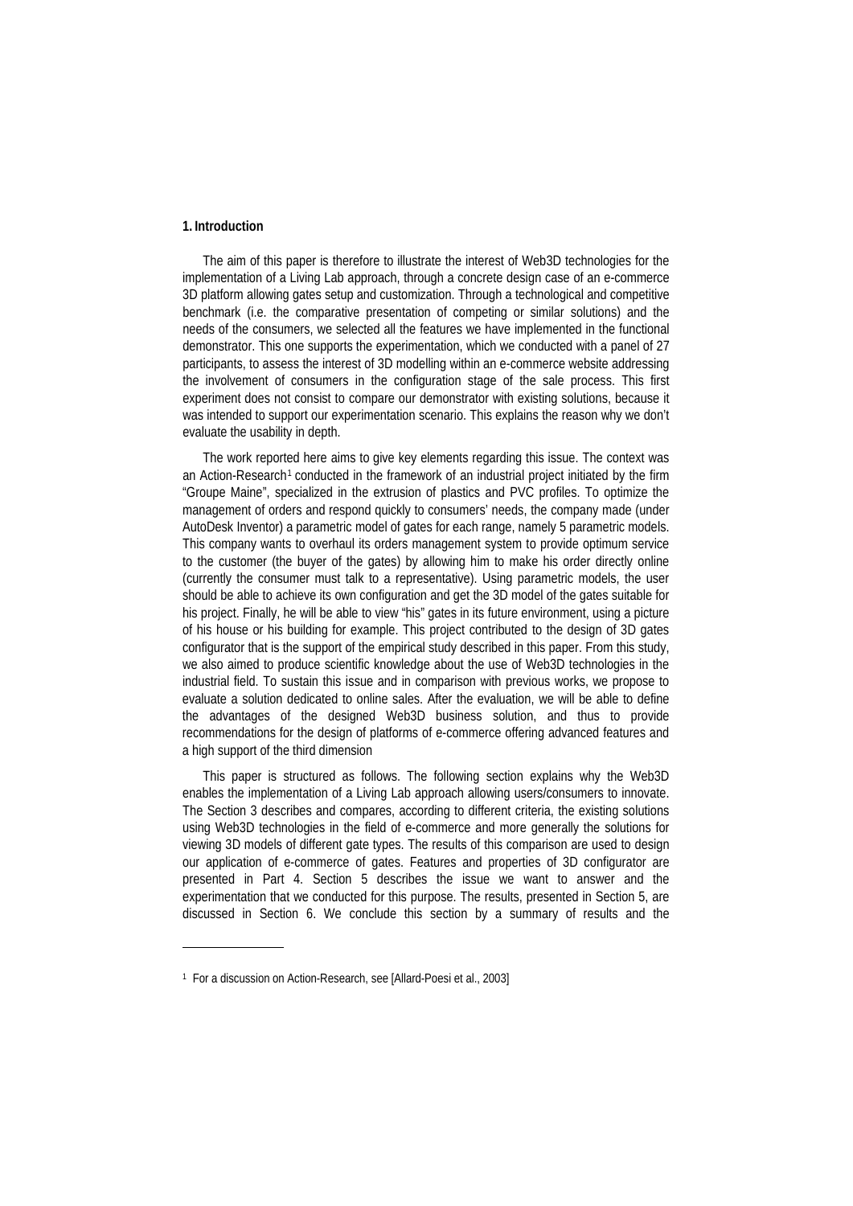## 1. Introduction

The aim of this paper is therefore to illustrate the interest of Web3D technologies for the implementation of a Living Lab approach, through a concrete design case of an e-commerce 3D platform allowing gates setup and customization. Through a technological and competitive benchmark (i.e. the comparative presentation of competing or similar solutions) and the needs of the consumers, we selected all the features we have implemented in the functional demonstrator. This one supports the experimentation, which we conducted with a panel of 27 participants, to assess the interest of 3D modelling within an e-commerce website addressing the involvement of consumers in the configuration stage of the sale process. This first experiment does not consist to compare our demonstrator with existing solutions, because it was intended to support our experimentation scenario. This explains the reason why we don't evaluate the usability in depth.

The work reported here aims to give key elements regarding this issue. The context was an Action-Research[1] conducted in the framework of an industrial project initiated by the firm "Groupe Maine", specialized in the extrusion of plastics and PVC profiles. To optimize the management of orders and respond quickly to consumers' needs, the company made (under AutoDesk Inventor) a parametric model of gates for each range, namely 5 parametric models. This company wants to overhaul its orders management system to provide optimum service to the customer (the buyer of the gates) by allowing him to make his order directly online (currently the consumer must talk to a representative). Using parametric models, the user should be able to achieve its own configuration and get the 3D model of the gates suitable for his project. Finally, he will be able to view "his" gates in its future environment, using a picture of his house or his building for example. This project contributed to the design of 3D gates configurator that is the support of the empirical study described in this paper. From this study, we also aimed to produce scientific knowledge about the use of Web3D technologies in the industrial field. To sustain this issue and in comparison with previous works, we propose to evaluate a solution dedicated to online sales. After the evaluation, we will be able to define the advantages of the designed Web3D business solution, and thus to provide recommendations for the design of platforms of e-commerce offering advanced features and a high support of the third dimension

This paper is structured as follows. The following section explains why the Web3D enables the implementation of a Living Lab approach allowing users/consumers to innovate. The Section 3 describes and compares, according to different criteria, the existing solutions using Web3D technologies in the field of e-commerce and more generally the solutions for viewing 3D models of different gate types. The results of this comparison are used to design our application of e-commerce of gates. Features and properties of 3D configurator are presented in Part 4. Section 5 describes the issue we want to answer and the experimentation that we conducted for this purpose. The results, presented in Section 5, are discussed in Section 6. We conclude this section by a summary of results and the

---

[1] For a discussion on Action-Research, see [Allard-Poesi et al., 2003]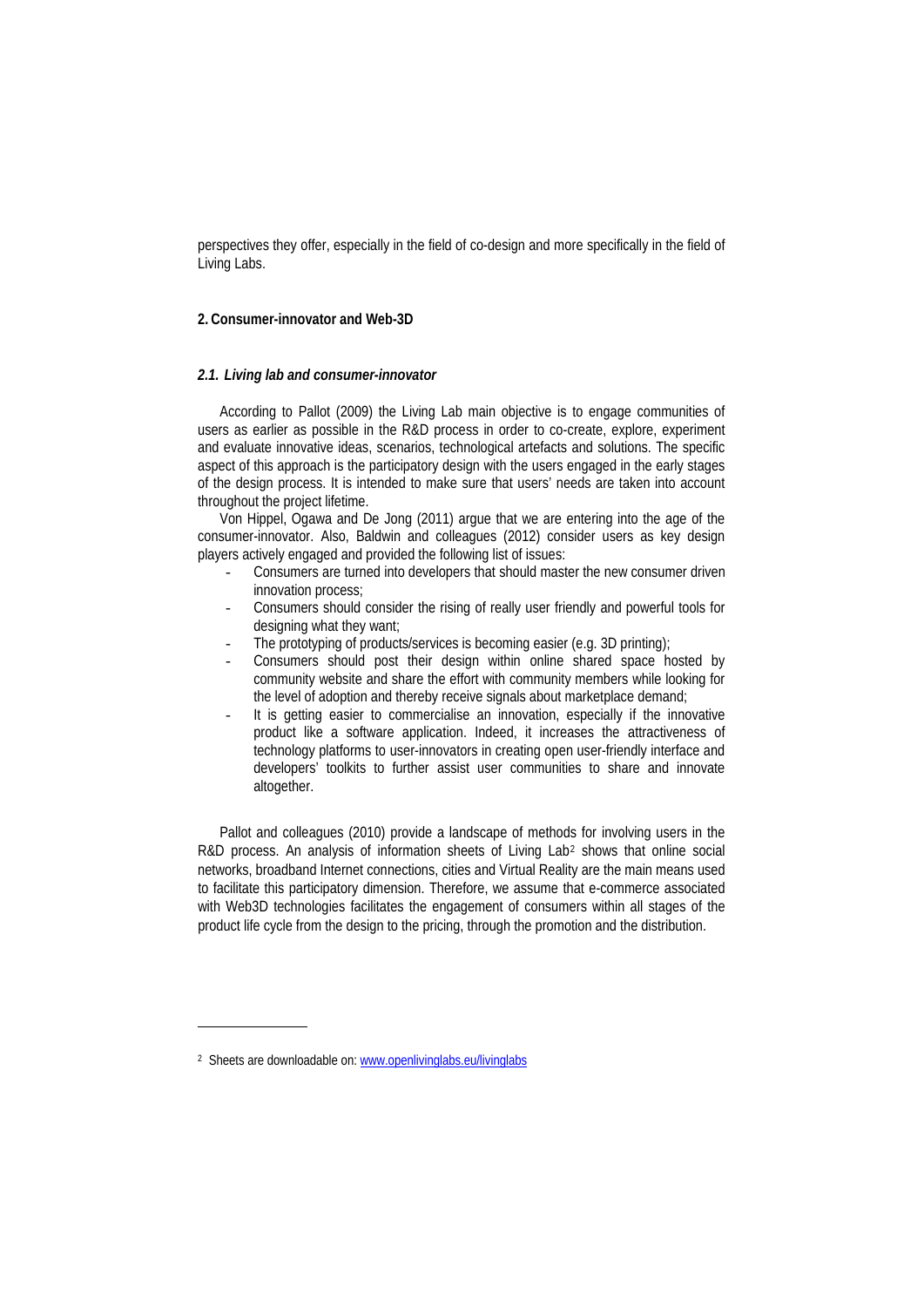perspectives they offer, especially in the field of co-design and more specifically in the field of Living Labs.

## 2. Consumer-innovator and Web-3D

### *2.1. Living lab and consumer-innovator*

According to Pallot (2009) the Living Lab main objective is to engage communities of users as earlier as possible in the R&D process in order to co-create, explore, experiment and evaluate innovative ideas, scenarios, technological artefacts and solutions. The specific aspect of this approach is the participatory design with the users engaged in the early stages of the design process. It is intended to make sure that users' needs are taken into account throughout the project lifetime.

Von Hippel, Ogawa and De Jong (2011) argue that we are entering into the age of the consumer-innovator. Also, Baldwin and colleagues (2012) consider users as key design players actively engaged and provided the following list of issues:

- Consumers are turned into developers that should master the new consumer driven innovation process;
- Consumers should consider the rising of really user friendly and powerful tools for designing what they want;
- The prototyping of products/services is becoming easier (e.g. 3D printing);
- Consumers should post their design within online shared space hosted by community website and share the effort with community members while looking for the level of adoption and thereby receive signals about marketplace demand;
- It is getting easier to commercialise an innovation, especially if the innovative product like a software application. Indeed, it increases the attractiveness of technology platforms to user-innovators in creating open user-friendly interface and developers' toolkits to further assist user communities to share and innovate altogether.

Pallot and colleagues (2010) provide a landscape of methods for involving users in the R&D process. An analysis of information sheets of Living Lab[2] shows that online social networks, broadband Internet connections, cities and Virtual Reality are the main means used to facilitate this participatory dimension. Therefore, we assume that e-commerce associated with Web3D technologies facilitates the engagement of consumers within all stages of the product life cycle from the design to the pricing, through the promotion and the distribution.

[2] Sheets are downloadable on: www.openlivinglabs.eu/livinglabs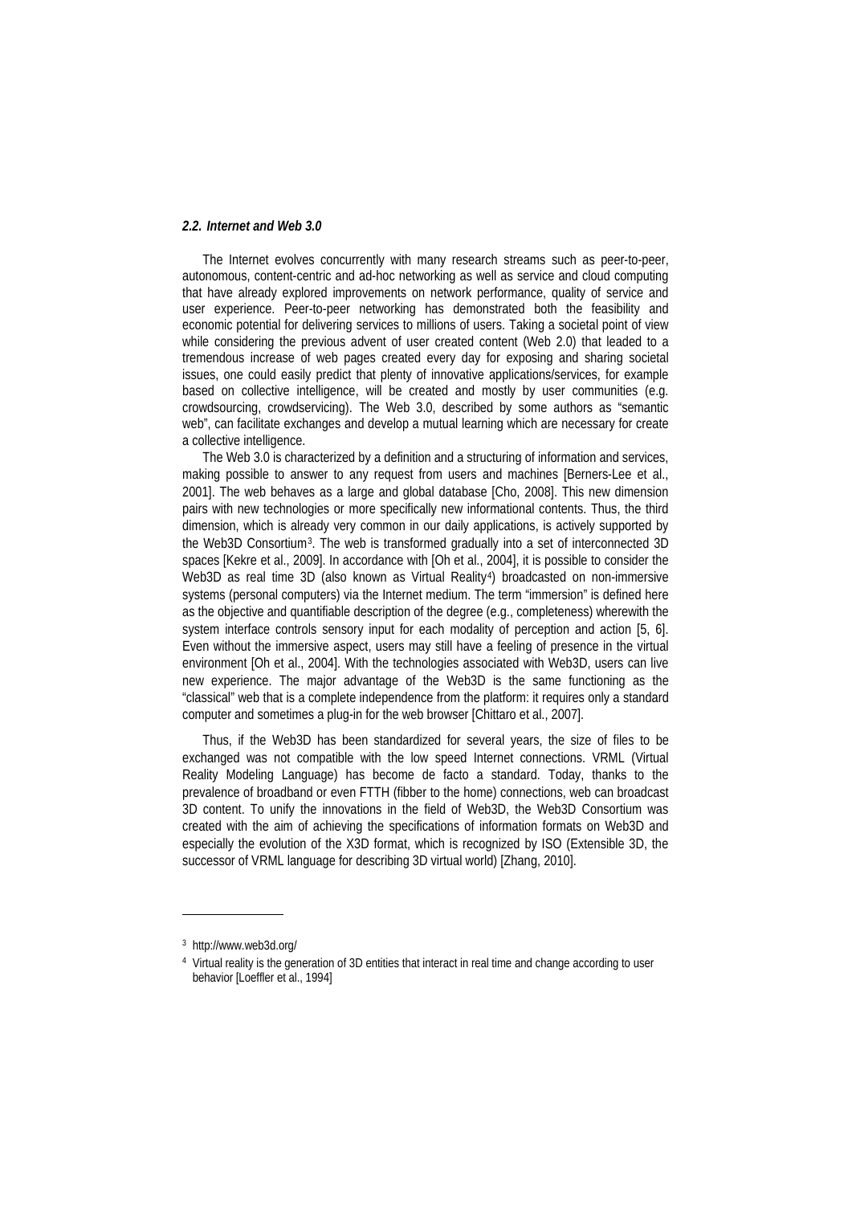### *2.2. Internet and Web 3.0*

The Internet evolves concurrently with many research streams such as peer-to-peer, autonomous, content-centric and ad-hoc networking as well as service and cloud computing that have already explored improvements on network performance, quality of service and user experience. Peer-to-peer networking has demonstrated both the feasibility and economic potential for delivering services to millions of users. Taking a societal point of view while considering the previous advent of user created content (Web 2.0) that leaded to a tremendous increase of web pages created every day for exposing and sharing societal issues, one could easily predict that plenty of innovative applications/services, for example based on collective intelligence, will be created and mostly by user communities (e.g. crowdsourcing, crowdservicing). The Web 3.0, described by some authors as "semantic web", can facilitate exchanges and develop a mutual learning which are necessary for create a collective intelligence.

The Web 3.0 is characterized by a definition and a structuring of information and services, making possible to answer to any request from users and machines [Berners-Lee et al., 2001]. The web behaves as a large and global database [Cho, 2008]. This new dimension pairs with new technologies or more specifically new informational contents. Thus, the third dimension, which is already very common in our daily applications, is actively supported by the Web3D Consortium[3]. The web is transformed gradually into a set of interconnected 3D spaces [Kekre et al., 2009]. In accordance with [Oh et al., 2004], it is possible to consider the Web3D as real time 3D (also known as Virtual Reality[4]) broadcasted on non-immersive systems (personal computers) via the Internet medium. The term "immersion" is defined here as the objective and quantifiable description of the degree (e.g., completeness) wherewith the system interface controls sensory input for each modality of perception and action [5, 6]. Even without the immersive aspect, users may still have a feeling of presence in the virtual environment [Oh et al., 2004]. With the technologies associated with Web3D, users can live new experience. The major advantage of the Web3D is the same functioning as the "classical" web that is a complete independence from the platform: it requires only a standard computer and sometimes a plug-in for the web browser [Chittaro et al., 2007].

Thus, if the Web3D has been standardized for several years, the size of files to be exchanged was not compatible with the low speed Internet connections. VRML (Virtual Reality Modeling Language) has become de facto a standard. Today, thanks to the prevalence of broadband or even FTTH (fibber to the home) connections, web can broadcast 3D content. To unify the innovations in the field of Web3D, the Web3D Consortium was created with the aim of achieving the specifications of information formats on Web3D and especially the evolution of the X3D format, which is recognized by ISO (Extensible 3D, the successor of VRML language for describing 3D virtual world) [Zhang, 2010].

---

[3] http://www.web3d.org/

[4] Virtual reality is the generation of 3D entities that interact in real time and change according to user behavior [Loeffler et al., 1994]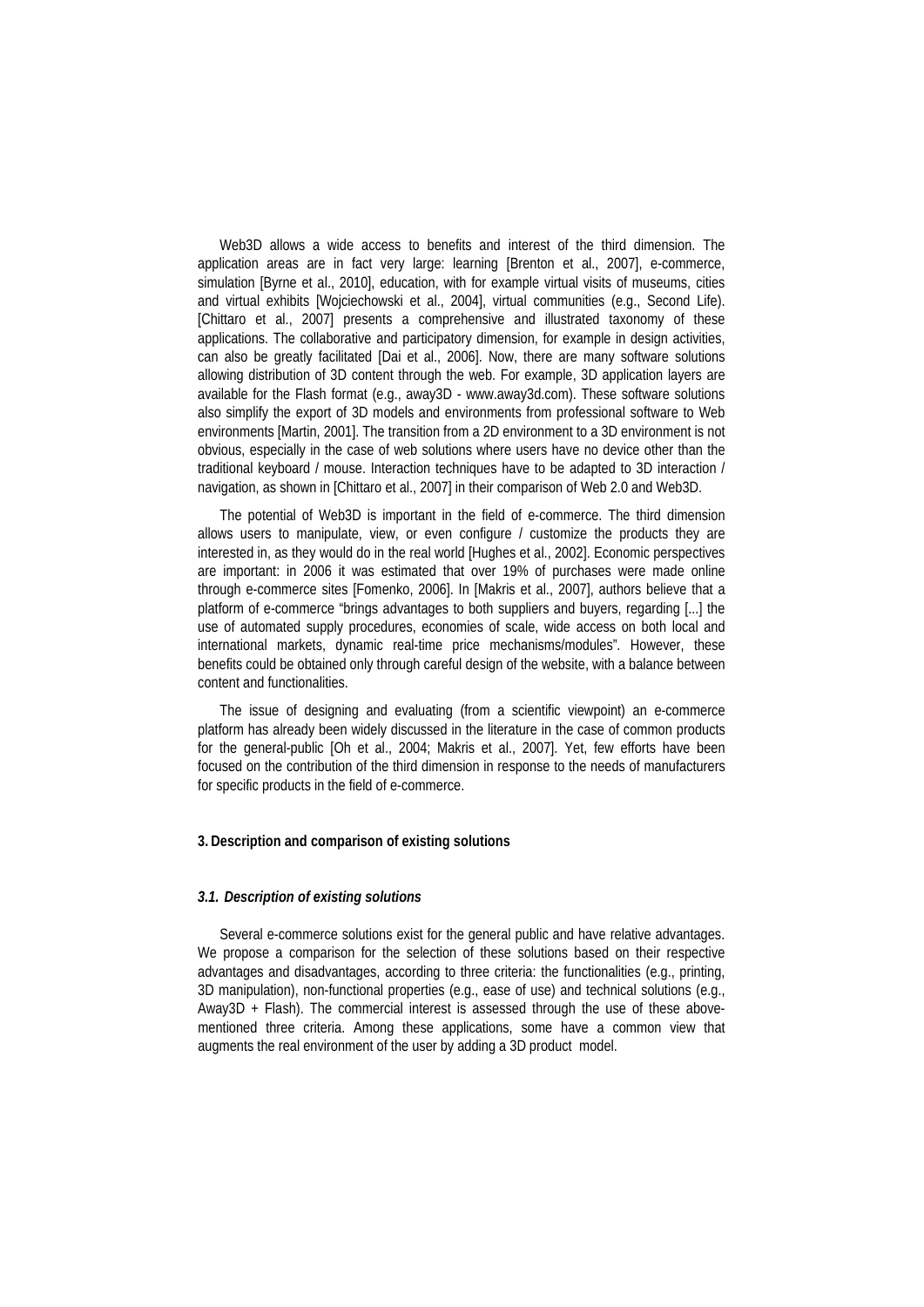Web3D allows a wide access to benefits and interest of the third dimension. The application areas are in fact very large: learning [Brenton et al., 2007], e-commerce, simulation [Byrne et al., 2010], education, with for example virtual visits of museums, cities and virtual exhibits [Wojciechowski et al., 2004], virtual communities (e.g., Second Life). [Chittaro et al., 2007] presents a comprehensive and illustrated taxonomy of these applications. The collaborative and participatory dimension, for example in design activities, can also be greatly facilitated [Dai et al., 2006]. Now, there are many software solutions allowing distribution of 3D content through the web. For example, 3D application layers are available for the Flash format (e.g., away3D - www.away3d.com). These software solutions also simplify the export of 3D models and environments from professional software to Web environments [Martin, 2001]. The transition from a 2D environment to a 3D environment is not obvious, especially in the case of web solutions where users have no device other than the traditional keyboard / mouse. Interaction techniques have to be adapted to 3D interaction / navigation, as shown in [Chittaro et al., 2007] in their comparison of Web 2.0 and Web3D.

The potential of Web3D is important in the field of e-commerce. The third dimension allows users to manipulate, view, or even configure / customize the products they are interested in, as they would do in the real world [Hughes et al., 2002]. Economic perspectives are important: in 2006 it was estimated that over 19% of purchases were made online through e-commerce sites [Fomenko, 2006]. In [Makris et al., 2007], authors believe that a platform of e-commerce "brings advantages to both suppliers and buyers, regarding [...] the use of automated supply procedures, economies of scale, wide access on both local and international markets, dynamic real-time price mechanisms/modules". However, these benefits could be obtained only through careful design of the website, with a balance between content and functionalities.

The issue of designing and evaluating (from a scientific viewpoint) an e-commerce platform has already been widely discussed in the literature in the case of common products for the general-public [Oh et al., 2004; Makris et al., 2007]. Yet, few efforts have been focused on the contribution of the third dimension in response to the needs of manufacturers for specific products in the field of e-commerce.

## 3. Description and comparison of existing solutions

### *3.1. Description of existing solutions*

Several e-commerce solutions exist for the general public and have relative advantages. We propose a comparison for the selection of these solutions based on their respective advantages and disadvantages, according to three criteria: the functionalities (e.g., printing, 3D manipulation), non-functional properties (e.g., ease of use) and technical solutions (e.g., Away3D + Flash). The commercial interest is assessed through the use of these above-mentioned three criteria. Among these applications, some have a common view that augments the real environment of the user by adding a 3D product model.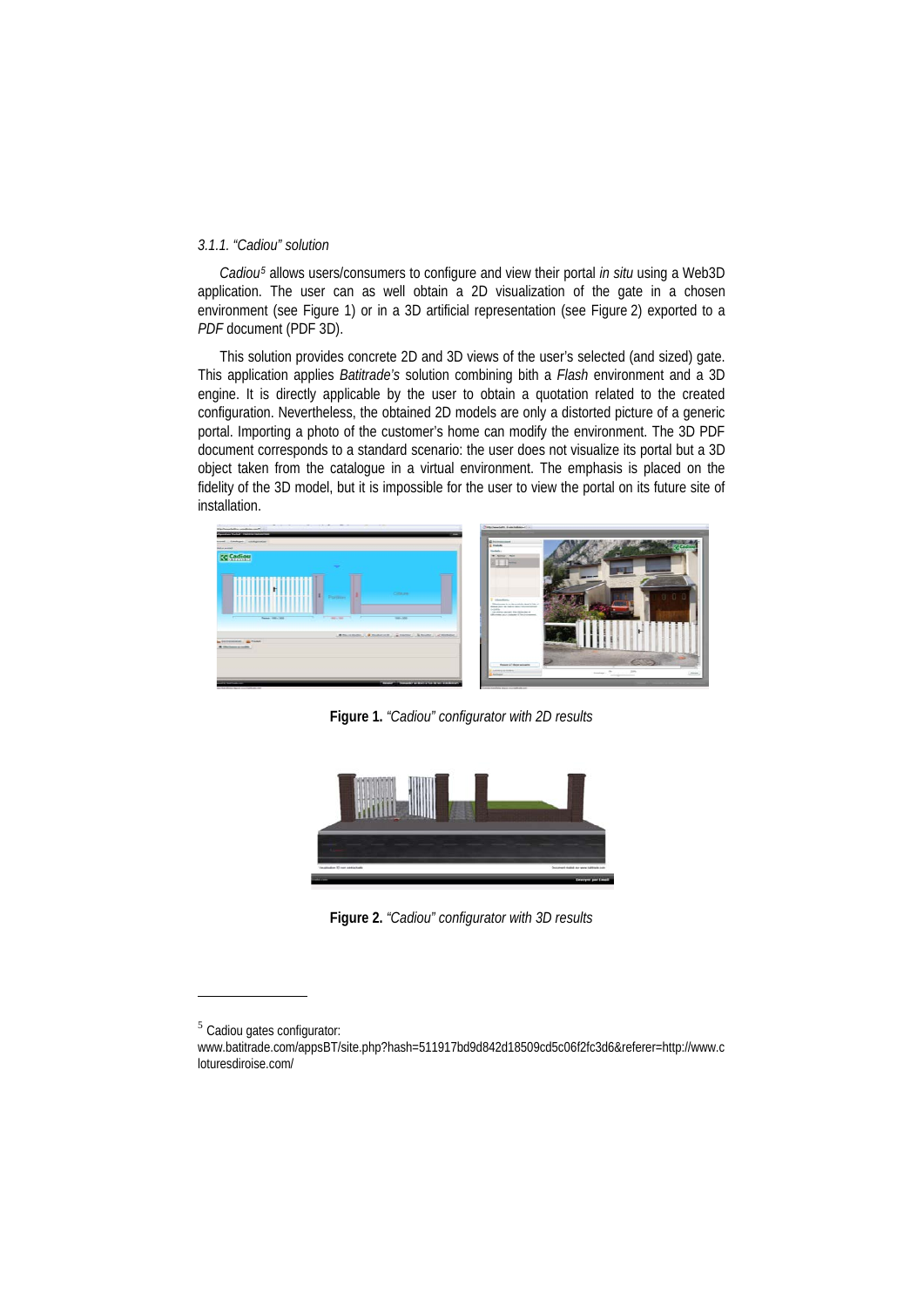### 3.1.1. "Cadiou" solution

*Cadiou*[5] allows users/consumers to configure and view their portal *in situ* using a Web3D application. The user can as well obtain a 2D visualization of the gate in a chosen environment (see Figure 1) or in a 3D artificial representation (see Figure 2) exported to a *PDF* document (PDF 3D).

This solution provides concrete 2D and 3D views of the user's selected (and sized) gate. This application applies *Batitrade's* solution combining bith a *Flash* environment and a 3D engine. It is directly applicable by the user to obtain a quotation related to the created configuration. Nevertheless, the obtained 2D models are only a distorted picture of a generic portal. Importing a photo of the customer's home can modify the environment. The 3D PDF document corresponds to a standard scenario: the user does not visualize its portal but a 3D object taken from the catalogue in a virtual environment. The emphasis is placed on the fidelity of the 3D model, but it is impossible for the user to view the portal on its future site of installation.

**Figure 1.** *"Cadiou" configurator with 2D results*

**Figure 2.** *"Cadiou" configurator with 3D results*

---

[5] Cadiou gates configurator: www.batitrade.com/appsBT/site.php?hash=511917bd9d842d18509cd5c06f2fc3d6&referer=http://www.cloturesdiroise.com/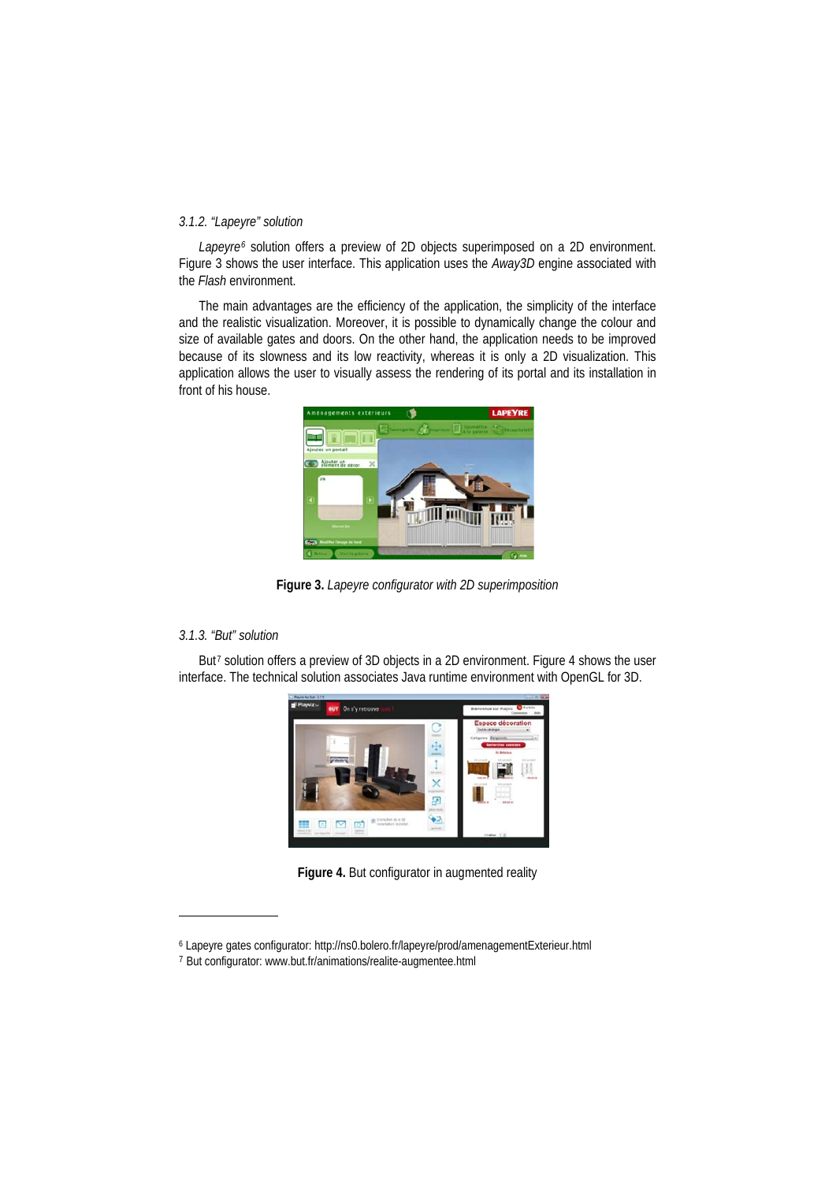### 3.1.2. "Lapeyre" solution

*Lapeyre*[6] solution offers a preview of 2D objects superimposed on a 2D environment. Figure 3 shows the user interface. This application uses the *Away3D* engine associated with the *Flash* environment.

The main advantages are the efficiency of the application, the simplicity of the interface and the realistic visualization. Moreover, it is possible to dynamically change the colour and size of available gates and doors. On the other hand, the application needs to be improved because of its slowness and its low reactivity, whereas it is only a 2D visualization. This application allows the user to visually assess the rendering of its portal and its installation in front of his house.

**Figure 3.** *Lapeyre configurator with 2D superimposition*

### 3.1.3. "But" solution

But[7] solution offers a preview of 3D objects in a 2D environment. Figure 4 shows the user interface. The technical solution associates Java runtime environment with OpenGL for 3D.

**Figure 4.** But configurator in augmented reality

---

[6] Lapeyre gates configurator: http://ns0.bolero.fr/lapeyre/prod/amenagementExterieur.html

[7] But configurator: www.but.fr/animations/realite-augmentee.html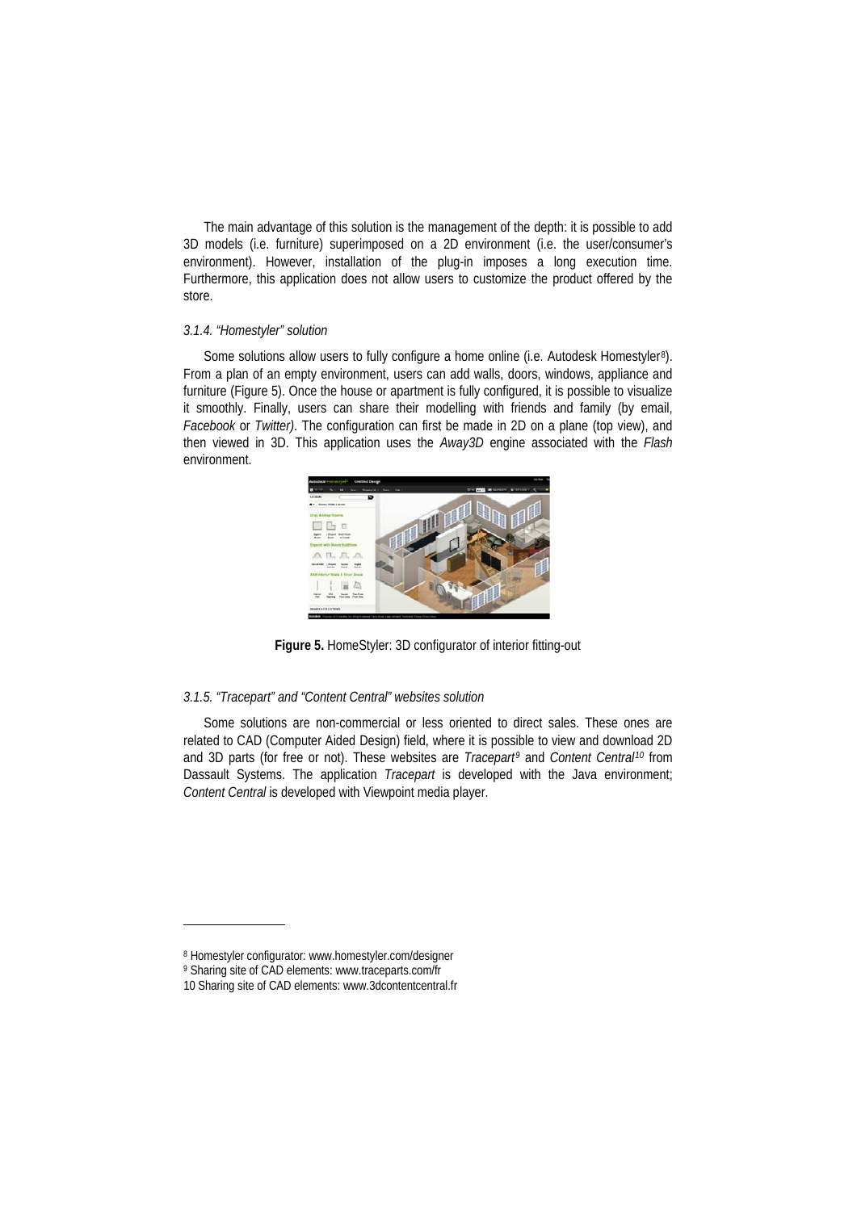The main advantage of this solution is the management of the depth: it is possible to add 3D models (i.e. furniture) superimposed on a 2D environment (i.e. the user/consumer's environment). However, installation of the plug-in imposes a long execution time. Furthermore, this application does not allow users to customize the product offered by the store.

### *3.1.4. "Homestyler" solution*

Some solutions allow users to fully configure a home online (i.e. Autodesk Homestyler[8]). From a plan of an empty environment, users can add walls, doors, windows, appliance and furniture (Figure 5). Once the house or apartment is fully configured, it is possible to visualize it smoothly. Finally, users can share their modelling with friends and family (by email, *Facebook* or *Twitter)*. The configuration can first be made in 2D on a plane (top view), and then viewed in 3D. This application uses the *Away3D* engine associated with the *Flash* environment.

**Figure 5.** HomeStyler: 3D configurator of interior fitting-out

### *3.1.5. "Tracepart" and "Content Central" websites solution*

Some solutions are non-commercial or less oriented to direct sales. These ones are related to CAD (Computer Aided Design) field, where it is possible to view and download 2D and 3D parts (for free or not). These websites are *Tracepart*[9] and *Content Central*[10] from Dassault Systems. The application *Tracepart* is developed with the Java environment; *Content Central* is developed with Viewpoint media player.

---

[8] Homestyler configurator: www.homestyler.com/designer

[9] Sharing site of CAD elements: www.traceparts.com/fr

10 Sharing site of CAD elements: www.3dcontentcentral.fr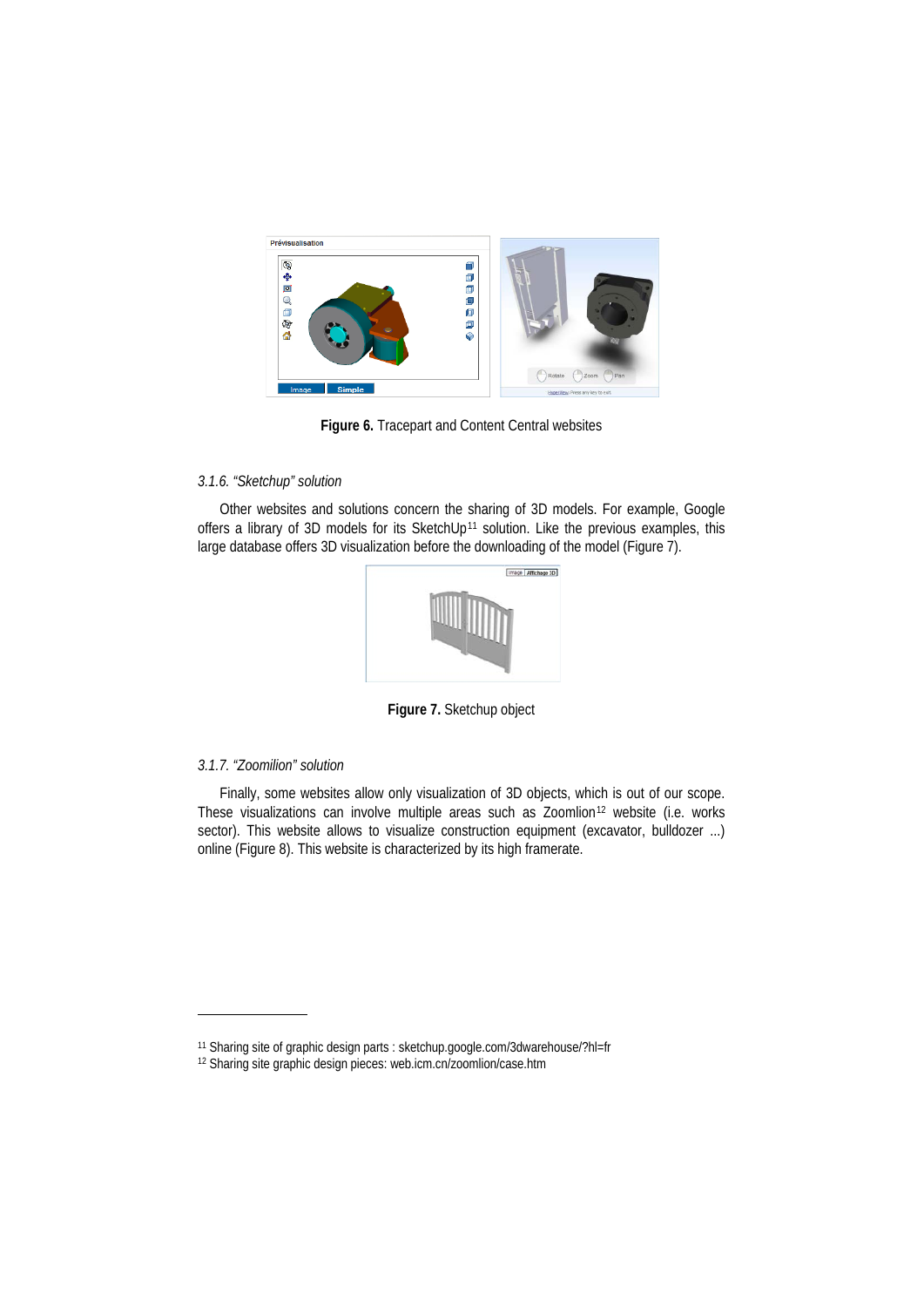Figure 6. Tracepart and Content Central websites

*3.1.6. "Sketchup" solution*

Other websites and solutions concern the sharing of 3D models. For example, Google offers a library of 3D models for its SketchUp[11] solution. Like the previous examples, this large database offers 3D visualization before the downloading of the model (Figure 7).

**Figure 7.** Sketchup object

*3.1.7. "Zoomilion" solution*

Finally, some websites allow only visualization of 3D objects, which is out of our scope. These visualizations can involve multiple areas such as Zoomlion[12] website (i.e. works sector). This website allows to visualize construction equipment (excavator, bulldozer ...) online (Figure 8). This website is characterized by its high framerate.

---

[11] Sharing site of graphic design parts : sketchup.google.com/3dwarehouse/?hl=fr

[12] Sharing site graphic design pieces: web.icm.cn/zoomlion/case.htm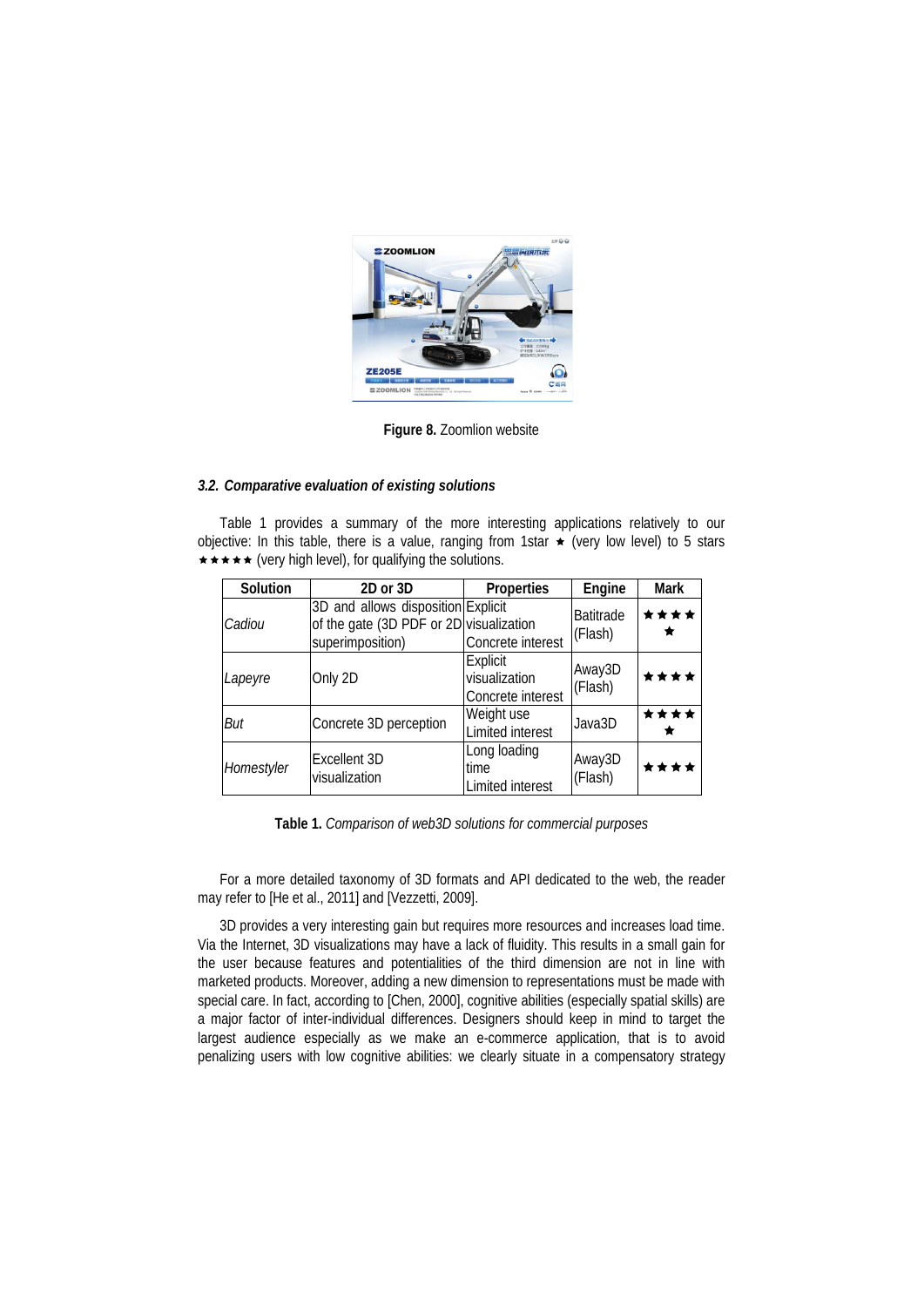**Figure 8.** Zoomlion website

### *3.2. Comparative evaluation of existing solutions*

Table 1 provides a summary of the more interesting applications relatively to our objective: In this table, there is a value, ranging from 1star ★ (very low level) to 5 stars ★★★★★ (very high level), for qualifying the solutions.

| Solution | 2D or 3D | Properties | Engine | Mark |
|---|---|---|---|---|
| *Cadiou* | 3D and allows disposition of the gate (3D PDF or 2D superimposition) | Explicit visualization Concrete interest | Batitrade (Flash) | ★★★★★ |
| *Lapeyre* | Only 2D | Explicit visualization Concrete interest | Away3D (Flash) | ★★★★ |
| *But* | Concrete 3D perception | Weight use Limited interest | Java3D | ★★★★★ |
| *Homestyler* | Excellent 3D visualization | Long loading time Limited interest | Away3D (Flash) | ★★★★ |

**Table 1.** *Comparison of web3D solutions for commercial purposes*

For a more detailed taxonomy of 3D formats and API dedicated to the web, the reader may refer to [He et al., 2011] and [Vezzetti, 2009].

3D provides a very interesting gain but requires more resources and increases load time. Via the Internet, 3D visualizations may have a lack of fluidity. This results in a small gain for the user because features and potentialities of the third dimension are not in line with marketed products. Moreover, adding a new dimension to representations must be made with special care. In fact, according to [Chen, 2000], cognitive abilities (especially spatial skills) are a major factor of inter-individual differences. Designers should keep in mind to target the largest audience especially as we make an e-commerce application, that is to avoid penalizing users with low cognitive abilities: we clearly situate in a compensatory strategy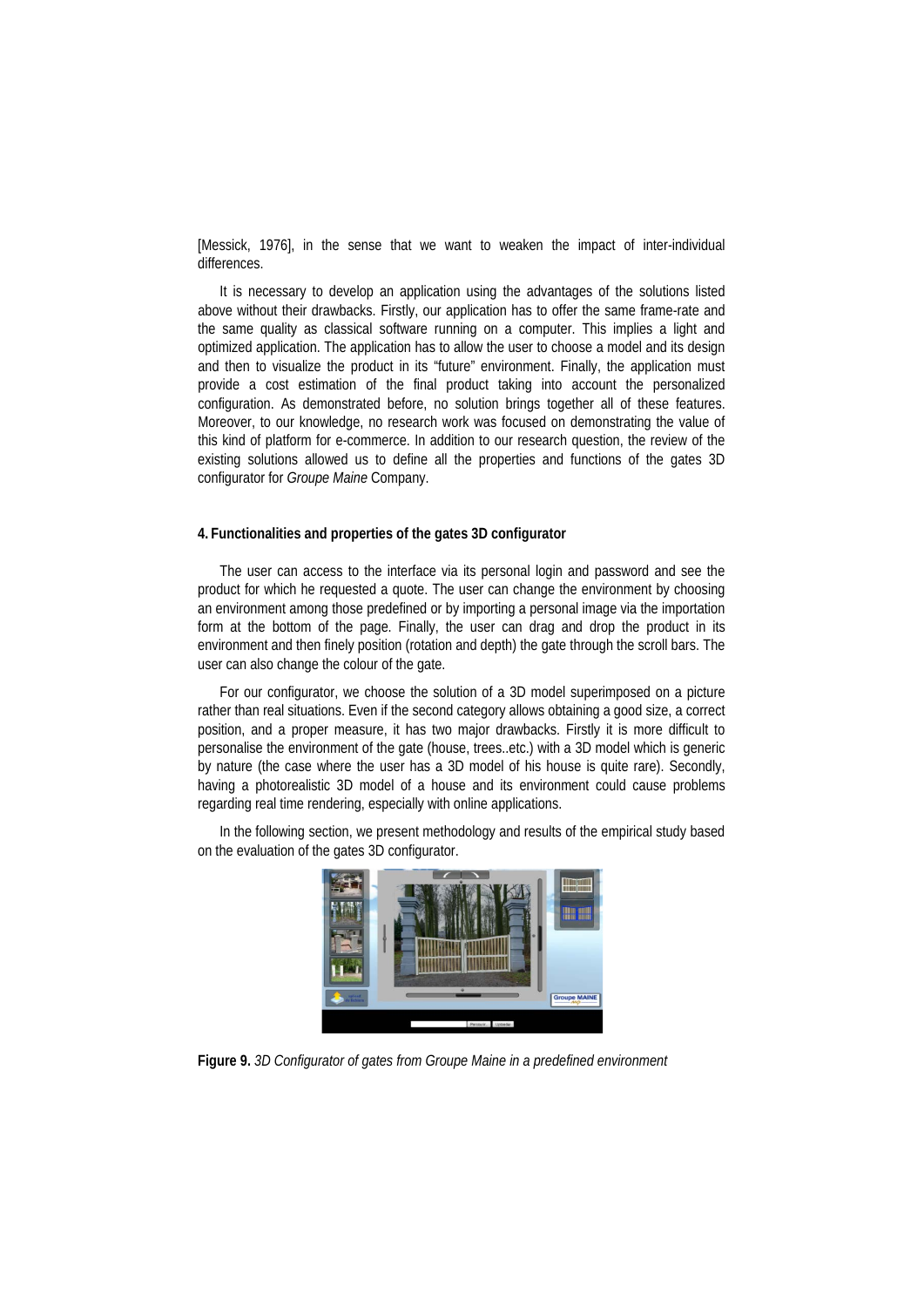[Messick, 1976], in the sense that we want to weaken the impact of inter-individual differences.

It is necessary to develop an application using the advantages of the solutions listed above without their drawbacks. Firstly, our application has to offer the same frame-rate and the same quality as classical software running on a computer. This implies a light and optimized application. The application has to allow the user to choose a model and its design and then to visualize the product in its "future" environment. Finally, the application must provide a cost estimation of the final product taking into account the personalized configuration. As demonstrated before, no solution brings together all of these features. Moreover, to our knowledge, no research work was focused on demonstrating the value of this kind of platform for e-commerce. In addition to our research question, the review of the existing solutions allowed us to define all the properties and functions of the gates 3D configurator for *Groupe Maine* Company.

**4. Functionalities and properties of the gates 3D configurator**

The user can access to the interface via its personal login and password and see the product for which he requested a quote. The user can change the environment by choosing an environment among those predefined or by importing a personal image via the importation form at the bottom of the page. Finally, the user can drag and drop the product in its environment and then finely position (rotation and depth) the gate through the scroll bars. The user can also change the colour of the gate.

For our configurator, we choose the solution of a 3D model superimposed on a picture rather than real situations. Even if the second category allows obtaining a good size, a correct position, and a proper measure, it has two major drawbacks. Firstly it is more difficult to personalise the environment of the gate (house, trees..etc.) with a 3D model which is generic by nature (the case where the user has a 3D model of his house is quite rare). Secondly, having a photorealistic 3D model of a house and its environment could cause problems regarding real time rendering, especially with online applications.

In the following section, we present methodology and results of the empirical study based on the evaluation of the gates 3D configurator.

**Figure 9.** *3D Configurator of gates from Groupe Maine in a predefined environment*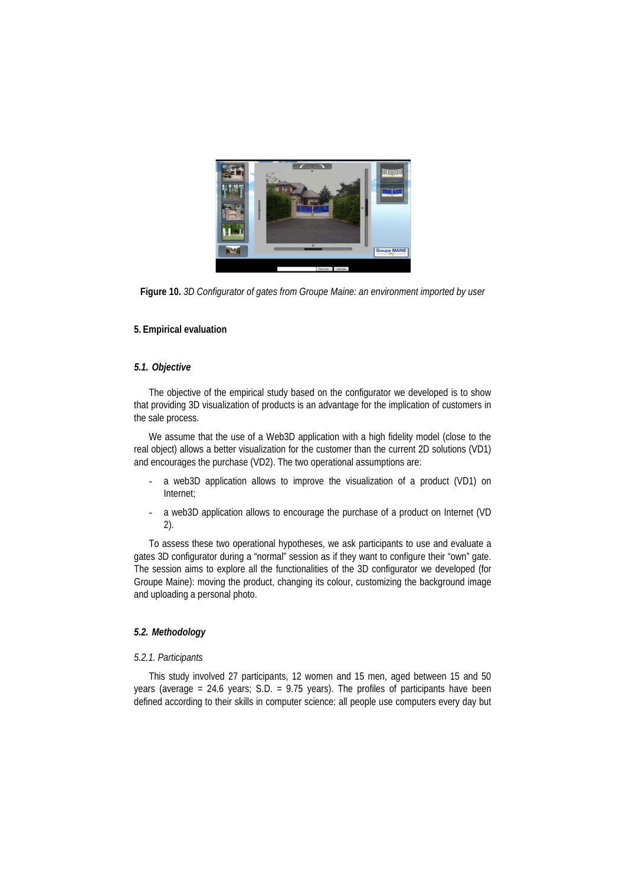**Figure 10.** *3D Configurator of gates from Groupe Maine: an environment imported by user*

## 5. Empirical evaluation

### *5.1. Objective*

The objective of the empirical study based on the configurator we developed is to show that providing 3D visualization of products is an advantage for the implication of customers in the sale process.

We assume that the use of a Web3D application with a high fidelity model (close to the real object) allows a better visualization for the customer than the current 2D solutions (VD1) and encourages the purchase (VD2). The two operational assumptions are:

- a web3D application allows to improve the visualization of a product (VD1) on Internet;
- a web3D application allows to encourage the purchase of a product on Internet (VD 2).

To assess these two operational hypotheses, we ask participants to use and evaluate a gates 3D configurator during a "normal" session as if they want to configure their "own" gate. The session aims to explore all the functionalities of the 3D configurator we developed (for Groupe Maine): moving the product, changing its colour, customizing the background image and uploading a personal photo.

### *5.2. Methodology*

#### *5.2.1. Participants*

This study involved 27 participants, 12 women and 15 men, aged between 15 and 50 years (average = 24.6 years; S.D. = 9.75 years). The profiles of participants have been defined according to their skills in computer science: all people use computers every day but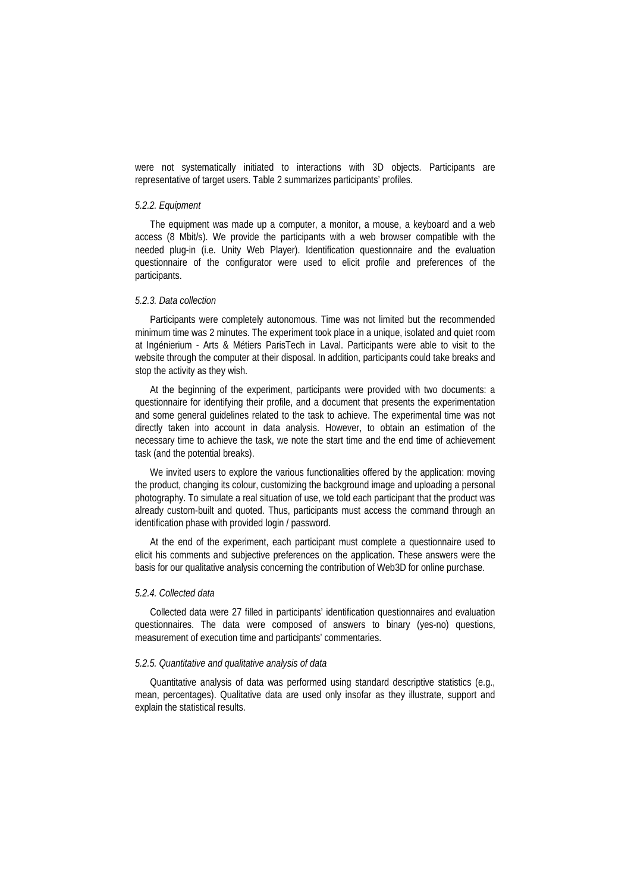were not systematically initiated to interactions with 3D objects. Participants are representative of target users. Table 2 summarizes participants' profiles.

#### *5.2.2. Equipment*

The equipment was made up a computer, a monitor, a mouse, a keyboard and a web access (8 Mbit/s). We provide the participants with a web browser compatible with the needed plug-in (i.e. Unity Web Player). Identification questionnaire and the evaluation questionnaire of the configurator were used to elicit profile and preferences of the participants.

#### *5.2.3. Data collection*

Participants were completely autonomous. Time was not limited but the recommended minimum time was 2 minutes. The experiment took place in a unique, isolated and quiet room at Ingénierium - Arts & Métiers ParisTech in Laval. Participants were able to visit to the website through the computer at their disposal. In addition, participants could take breaks and stop the activity as they wish.

At the beginning of the experiment, participants were provided with two documents: a questionnaire for identifying their profile, and a document that presents the experimentation and some general guidelines related to the task to achieve. The experimental time was not directly taken into account in data analysis. However, to obtain an estimation of the necessary time to achieve the task, we note the start time and the end time of achievement task (and the potential breaks).

We invited users to explore the various functionalities offered by the application: moving the product, changing its colour, customizing the background image and uploading a personal photography. To simulate a real situation of use, we told each participant that the product was already custom-built and quoted. Thus, participants must access the command through an identification phase with provided login / password.

At the end of the experiment, each participant must complete a questionnaire used to elicit his comments and subjective preferences on the application. These answers were the basis for our qualitative analysis concerning the contribution of Web3D for online purchase.

#### *5.2.4. Collected data*

Collected data were 27 filled in participants' identification questionnaires and evaluation questionnaires. The data were composed of answers to binary (yes-no) questions, measurement of execution time and participants' commentaries.

#### *5.2.5. Quantitative and qualitative analysis of data*

Quantitative analysis of data was performed using standard descriptive statistics (e.g., mean, percentages). Qualitative data are used only insofar as they illustrate, support and explain the statistical results.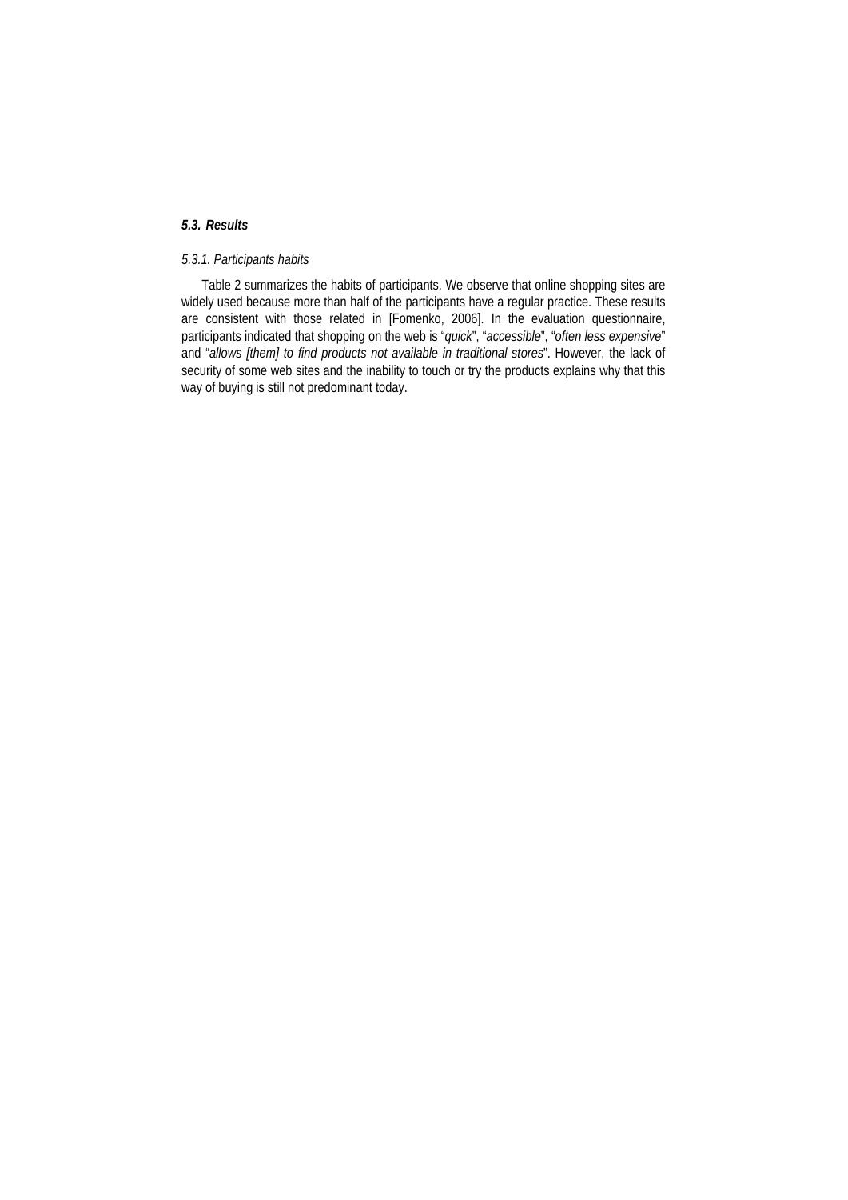### *5.3. Results*

*5.3.1. Participants habits*

Table 2 summarizes the habits of participants. We observe that online shopping sites are widely used because more than half of the participants have a regular practice. These results are consistent with those related in [Fomenko, 2006]. In the evaluation questionnaire, participants indicated that shopping on the web is "*quick*", "*accessible*", "*often less expensive*" and "*allows [them] to find products not available in traditional stores*". However, the lack of security of some web sites and the inability to touch or try the products explains why that this way of buying is still not predominant today.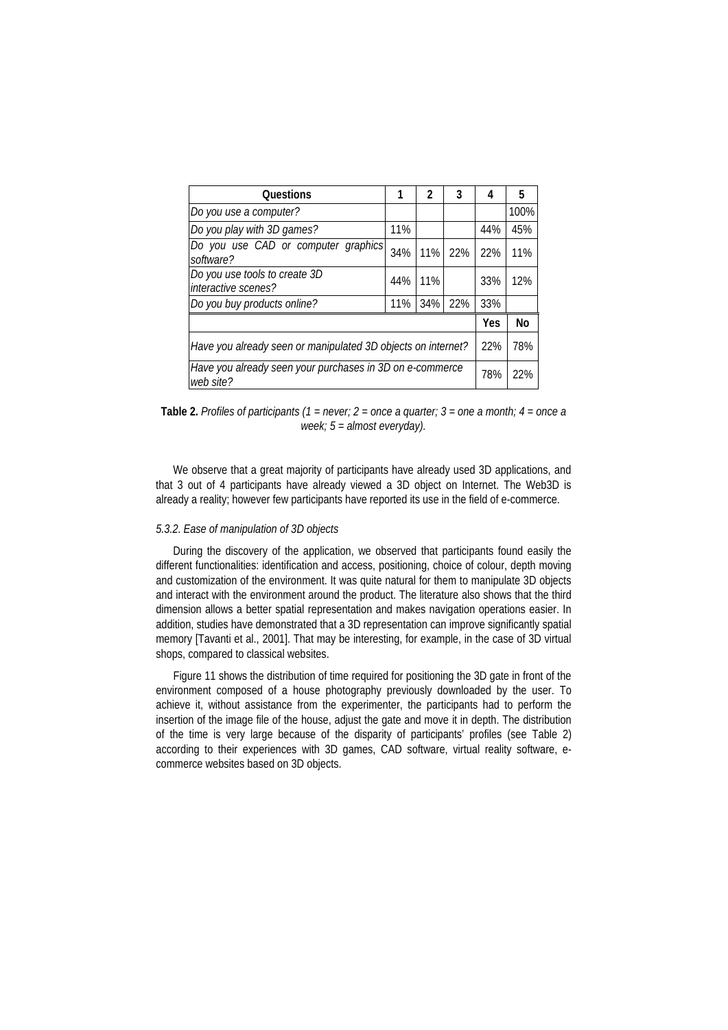| Questions | 1 | 2 | 3 | 4 | 5 |
|---|---|---|---|---|---|
| *Do you use a computer?* | | | | | 100% |
| *Do you play with 3D games?* | 11% | | | 44% | 45% |
| *Do you use CAD or computer graphics software?* | 34% | 11% | 22% | 22% | 11% |
| *Do you use tools to create 3D interactive scenes?* | 44% | 11% | | 33% | 12% |
| *Do you buy products online?* | 11% | 34% | 22% | 33% | |
| | | | | **Yes** | **No** |
| *Have you already seen or manipulated 3D objects on internet?* | | | | 22% | 78% |
| *Have you already seen your purchases in 3D on e-commerce web site?* | | | | 78% | 22% |

**Table 2.** *Profiles of participants (1 = never; 2 = once a quarter; 3 = one a month; 4 = once a week; 5 = almost everyday).*

We observe that a great majority of participants have already used 3D applications, and that 3 out of 4 participants have already viewed a 3D object on Internet. The Web3D is already a reality; however few participants have reported its use in the field of e-commerce.

*5.3.2. Ease of manipulation of 3D objects*

During the discovery of the application, we observed that participants found easily the different functionalities: identification and access, positioning, choice of colour, depth moving and customization of the environment. It was quite natural for them to manipulate 3D objects and interact with the environment around the product. The literature also shows that the third dimension allows a better spatial representation and makes navigation operations easier. In addition, studies have demonstrated that a 3D representation can improve significantly spatial memory [Tavanti et al., 2001]. That may be interesting, for example, in the case of 3D virtual shops, compared to classical websites.

Figure 11 shows the distribution of time required for positioning the 3D gate in front of the environment composed of a house photography previously downloaded by the user. To achieve it, without assistance from the experimenter, the participants had to perform the insertion of the image file of the house, adjust the gate and move it in depth. The distribution of the time is very large because of the disparity of participants' profiles (see Table 2) according to their experiences with 3D games, CAD software, virtual reality software, e-commerce websites based on 3D objects.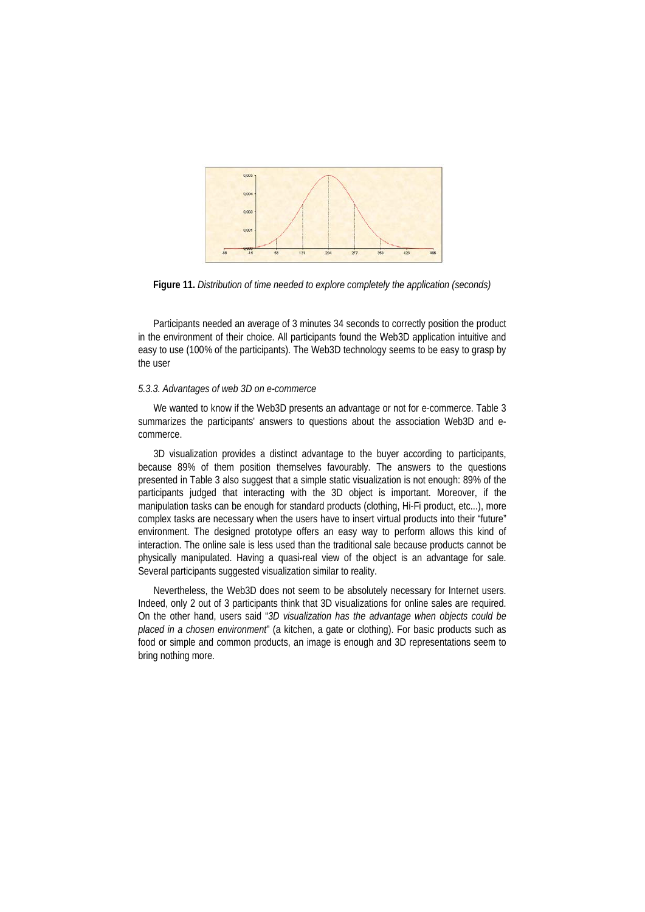**Figure 11.** *Distribution of time needed to explore completely the application (seconds)*

Participants needed an average of 3 minutes 34 seconds to correctly position the product in the environment of their choice. All participants found the Web3D application intuitive and easy to use (100% of the participants). The Web3D technology seems to be easy to grasp by the user

*5.3.3. Advantages of web 3D on e-commerce*

We wanted to know if the Web3D presents an advantage or not for e-commerce. Table 3 summarizes the participants' answers to questions about the association Web3D and e-commerce.

3D visualization provides a distinct advantage to the buyer according to participants, because 89% of them position themselves favourably. The answers to the questions presented in Table 3 also suggest that a simple static visualization is not enough: 89% of the participants judged that interacting with the 3D object is important. Moreover, if the manipulation tasks can be enough for standard products (clothing, Hi-Fi product, etc...), more complex tasks are necessary when the users have to insert virtual products into their "future" environment. The designed prototype offers an easy way to perform allows this kind of interaction. The online sale is less used than the traditional sale because products cannot be physically manipulated. Having a quasi-real view of the object is an advantage for sale. Several participants suggested visualization similar to reality.

Nevertheless, the Web3D does not seem to be absolutely necessary for Internet users. Indeed, only 2 out of 3 participants think that 3D visualizations for online sales are required. On the other hand, users said "*3D visualization has the advantage when objects could be placed in a chosen environment*" (a kitchen, a gate or clothing). For basic products such as food or simple and common products, an image is enough and 3D representations seem to bring nothing more.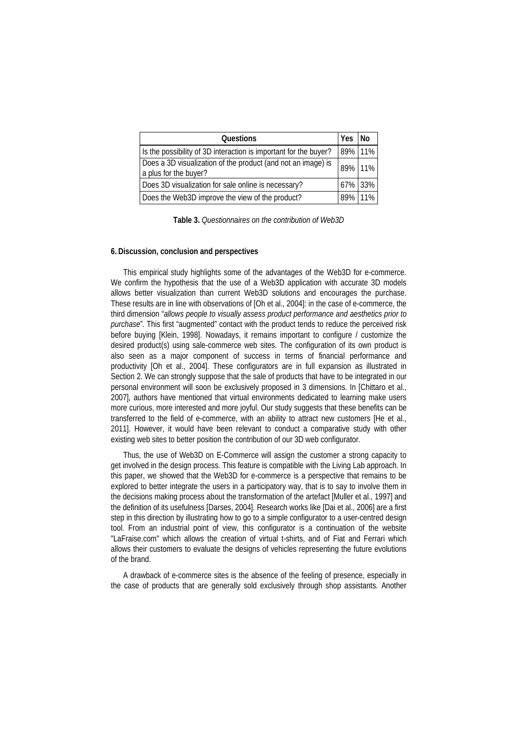| Questions | Yes | No |
|---|---|---|
| Is the possibility of 3D interaction is important for the buyer? | 89% | 11% |
| Does a 3D visualization of the product (and not an image) is a plus for the buyer? | 89% | 11% |
| Does 3D visualization for sale online is necessary? | 67% | 33% |
| Does the Web3D improve the view of the product? | 89% | 11% |

**Table 3.** *Questionnaires on the contribution of Web3D*

## 6. Discussion, conclusion and perspectives

This empirical study highlights some of the advantages of the Web3D for e-commerce. We confirm the hypothesis that the use of a Web3D application with accurate 3D models allows better visualization than current Web3D solutions and encourages the purchase. These results are in line with observations of [Oh et al., 2004]: in the case of e-commerce, the third dimension "*allows people to visually assess product performance and aesthetics prior to purchase*". This first "augmented" contact with the product tends to reduce the perceived risk before buying [Klein, 1998]. Nowadays, it remains important to configure / customize the desired product(s) using sale-commerce web sites. The configuration of its own product is also seen as a major component of success in terms of financial performance and productivity [Oh et al., 2004]. These configurators are in full expansion as illustrated in Section 2. We can strongly suppose that the sale of products that have to be integrated in our personal environment will soon be exclusively proposed in 3 dimensions. In [Chittaro et al., 2007], authors have mentioned that virtual environments dedicated to learning make users more curious, more interested and more joyful. Our study suggests that these benefits can be transferred to the field of e-commerce, with an ability to attract new customers [He et al., 2011]. However, it would have been relevant to conduct a comparative study with other existing web sites to better position the contribution of our 3D web configurator.

Thus, the use of Web3D on E-Commerce will assign the customer a strong capacity to get involved in the design process. This feature is compatible with the Living Lab approach. In this paper, we showed that the Web3D for e-commerce is a perspective that remains to be explored to better integrate the users in a participatory way, that is to say to involve them in the decisions making process about the transformation of the artefact [Muller et al., 1997] and the definition of its usefulness [Darses, 2004]. Research works like [Dai et al., 2006] are a first step in this direction by illustrating how to go to a simple configurator to a user-centred design tool. From an industrial point of view, this configurator is a continuation of the website "LaFraise.com" which allows the creation of virtual t-shirts, and of Fiat and Ferrari which allows their customers to evaluate the designs of vehicles representing the future evolutions of the brand.

A drawback of e-commerce sites is the absence of the feeling of presence, especially in the case of products that are generally sold exclusively through shop assistants. Another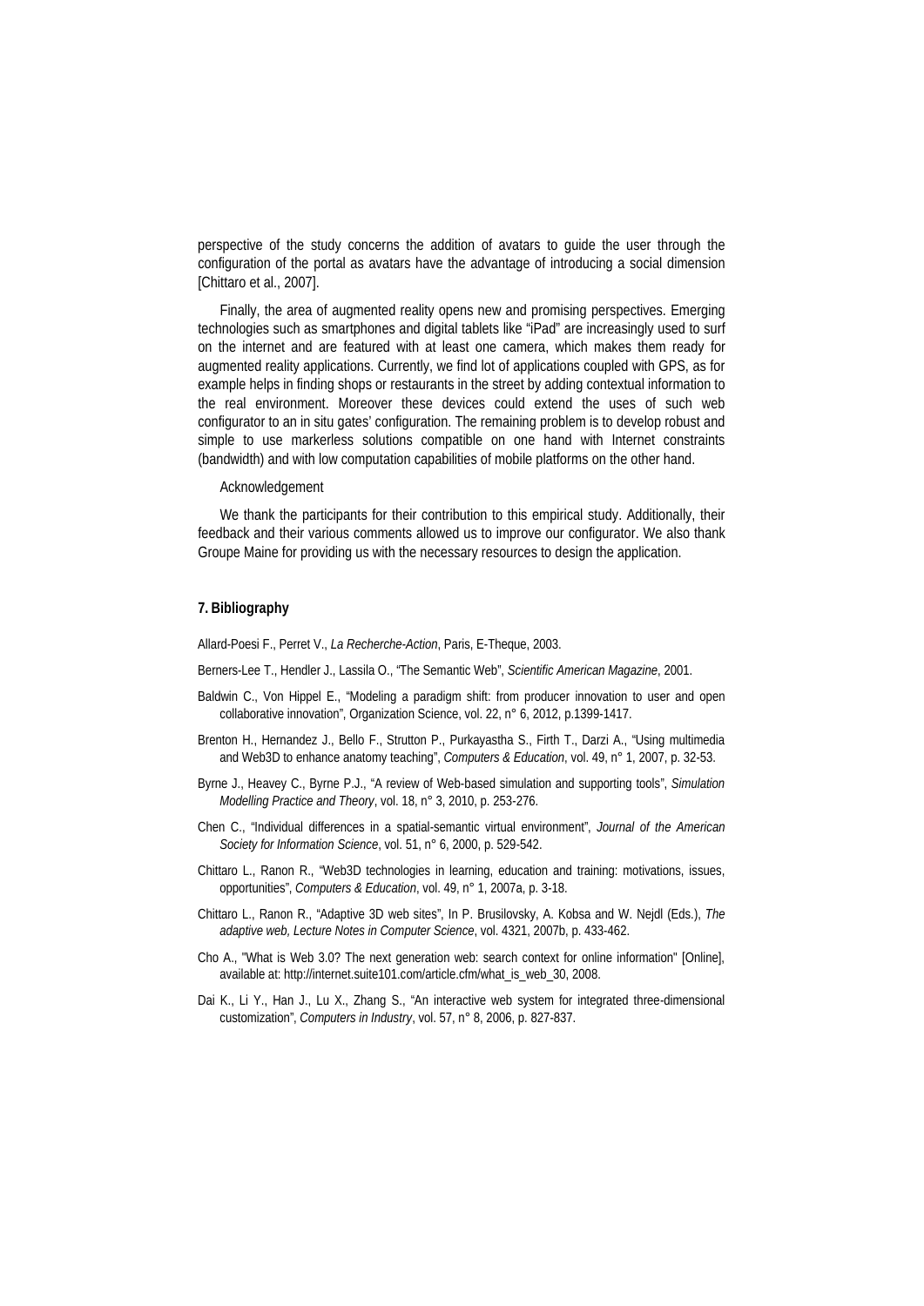perspective of the study concerns the addition of avatars to guide the user through the configuration of the portal as avatars have the advantage of introducing a social dimension [Chittaro et al., 2007].

Finally, the area of augmented reality opens new and promising perspectives. Emerging technologies such as smartphones and digital tablets like "iPad" are increasingly used to surf on the internet and are featured with at least one camera, which makes them ready for augmented reality applications. Currently, we find lot of applications coupled with GPS, as for example helps in finding shops or restaurants in the street by adding contextual information to the real environment. Moreover these devices could extend the uses of such web configurator to an in situ gates' configuration. The remaining problem is to develop robust and simple to use markerless solutions compatible on one hand with Internet constraints (bandwidth) and with low computation capabilities of mobile platforms on the other hand.

Acknowledgement

We thank the participants for their contribution to this empirical study. Additionally, their feedback and their various comments allowed us to improve our configurator. We also thank Groupe Maine for providing us with the necessary resources to design the application.

## 7. Bibliography

Allard-Poesi F., Perret V., *La Recherche-Action*, Paris, E-Theque, 2003.

Berners-Lee T., Hendler J., Lassila O., "The Semantic Web", *Scientific American Magazine*, 2001.

Baldwin C., Von Hippel E., "Modeling a paradigm shift: from producer innovation to user and open collaborative innovation", Organization Science, vol. 22, n° 6, 2012, p.1399-1417.

Brenton H., Hernandez J., Bello F., Strutton P., Purkayastha S., Firth T., Darzi A., "Using multimedia and Web3D to enhance anatomy teaching", *Computers & Education*, vol. 49, n° 1, 2007, p. 32-53.

Byrne J., Heavey C., Byrne P.J., "A review of Web-based simulation and supporting tools", *Simulation Modelling Practice and Theory*, vol. 18, n° 3, 2010, p. 253-276.

Chen C., "Individual differences in a spatial-semantic virtual environment", *Journal of the American Society for Information Science*, vol. 51, n° 6, 2000, p. 529-542.

Chittaro L., Ranon R., "Web3D technologies in learning, education and training: motivations, issues, opportunities", *Computers & Education*, vol. 49, n° 1, 2007a, p. 3-18.

Chittaro L., Ranon R., "Adaptive 3D web sites", In P. Brusilovsky, A. Kobsa and W. Nejdl (Eds.), *The adaptive web, Lecture Notes in Computer Science*, vol. 4321, 2007b, p. 433-462.

Cho A., "What is Web 3.0? The next generation web: search context for online information" [Online], available at: http://internet.suite101.com/article.cfm/what_is_web_30, 2008.

Dai K., Li Y., Han J., Lu X., Zhang S., "An interactive web system for integrated three-dimensional customization", *Computers in Industry*, vol. 57, n° 8, 2006, p. 827-837.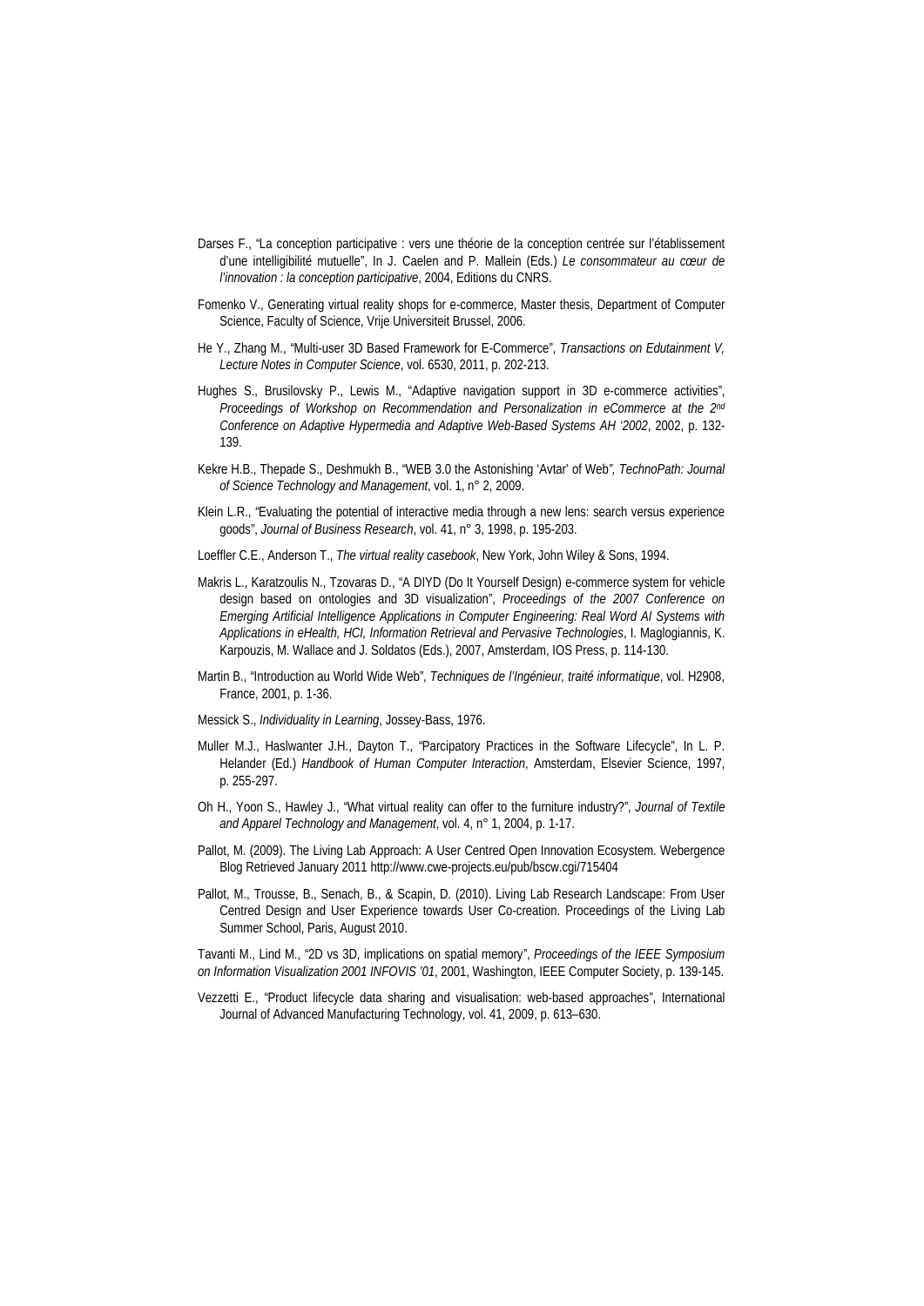Darses F., "La conception participative : vers une théorie de la conception centrée sur l'établissement d'une intelligibilité mutuelle", In J. Caelen and P. Mallein (Eds.) *Le consommateur au cœur de l'innovation : la conception participative*, 2004, Editions du CNRS.

Fomenko V., Generating virtual reality shops for e-commerce, Master thesis, Department of Computer Science, Faculty of Science, Vrije Universiteit Brussel, 2006.

He Y., Zhang M., "Multi-user 3D Based Framework for E-Commerce", *Transactions on Edutainment V, Lecture Notes in Computer Science*, vol. 6530, 2011, p. 202-213.

Hughes S., Brusilovsky P., Lewis M., "Adaptive navigation support in 3D e-commerce activities", *Proceedings of Workshop on Recommendation and Personalization in eCommerce at the 2nd Conference on Adaptive Hypermedia and Adaptive Web-Based Systems AH '2002*, 2002, p. 132-139.

Kekre H.B., Thepade S., Deshmukh B., "WEB 3.0 the Astonishing 'Avtar' of Web", *TechnoPath: Journal of Science Technology and Management*, vol. 1, n° 2, 2009.

Klein L.R., "Evaluating the potential of interactive media through a new lens: search versus experience goods", *Journal of Business Research*, vol. 41, n° 3, 1998, p. 195-203.

Loeffler C.E., Anderson T., *The virtual reality casebook*, New York, John Wiley & Sons, 1994.

Makris L., Karatzoulis N., Tzovaras D., "A DIYD (Do It Yourself Design) e-commerce system for vehicle design based on ontologies and 3D visualization", *Proceedings of the 2007 Conference on Emerging Artificial Intelligence Applications in Computer Engineering: Real Word AI Systems with Applications in eHealth, HCI, Information Retrieval and Pervasive Technologies*, I. Maglogiannis, K. Karpouzis, M. Wallace and J. Soldatos (Eds.), 2007, Amsterdam, IOS Press, p. 114-130.

Martin B., "Introduction au World Wide Web", *Techniques de l'Ingénieur, traité informatique*, vol. H2908, France, 2001, p. 1-36.

Messick S., *Individuality in Learning*, Jossey-Bass, 1976.

Muller M.J., Haslwanter J.H., Dayton T., "Parcipatory Practices in the Software Lifecycle", In L. P. Helander (Ed.) *Handbook of Human Computer Interaction*, Amsterdam, Elsevier Science, 1997, p. 255-297.

Oh H., Yoon S., Hawley J., "What virtual reality can offer to the furniture industry?", *Journal of Textile and Apparel Technology and Management*, vol. 4, n° 1, 2004, p. 1-17.

Pallot, M. (2009). The Living Lab Approach: A User Centred Open Innovation Ecosystem. Webergence Blog Retrieved January 2011 http://www.cwe-projects.eu/pub/bscw.cgi/715404

Pallot, M., Trousse, B., Senach, B., & Scapin, D. (2010). Living Lab Research Landscape: From User Centred Design and User Experience towards User Co-creation. Proceedings of the Living Lab Summer School, Paris, August 2010.

Tavanti M., Lind M., "2D vs 3D, implications on spatial memory", *Proceedings of the IEEE Symposium on Information Visualization 2001 INFOVIS '01*, 2001, Washington, IEEE Computer Society, p. 139-145.

Vezzetti E., "Product lifecycle data sharing and visualisation: web-based approaches", International Journal of Advanced Manufacturing Technology, vol. 41, 2009, p. 613–630.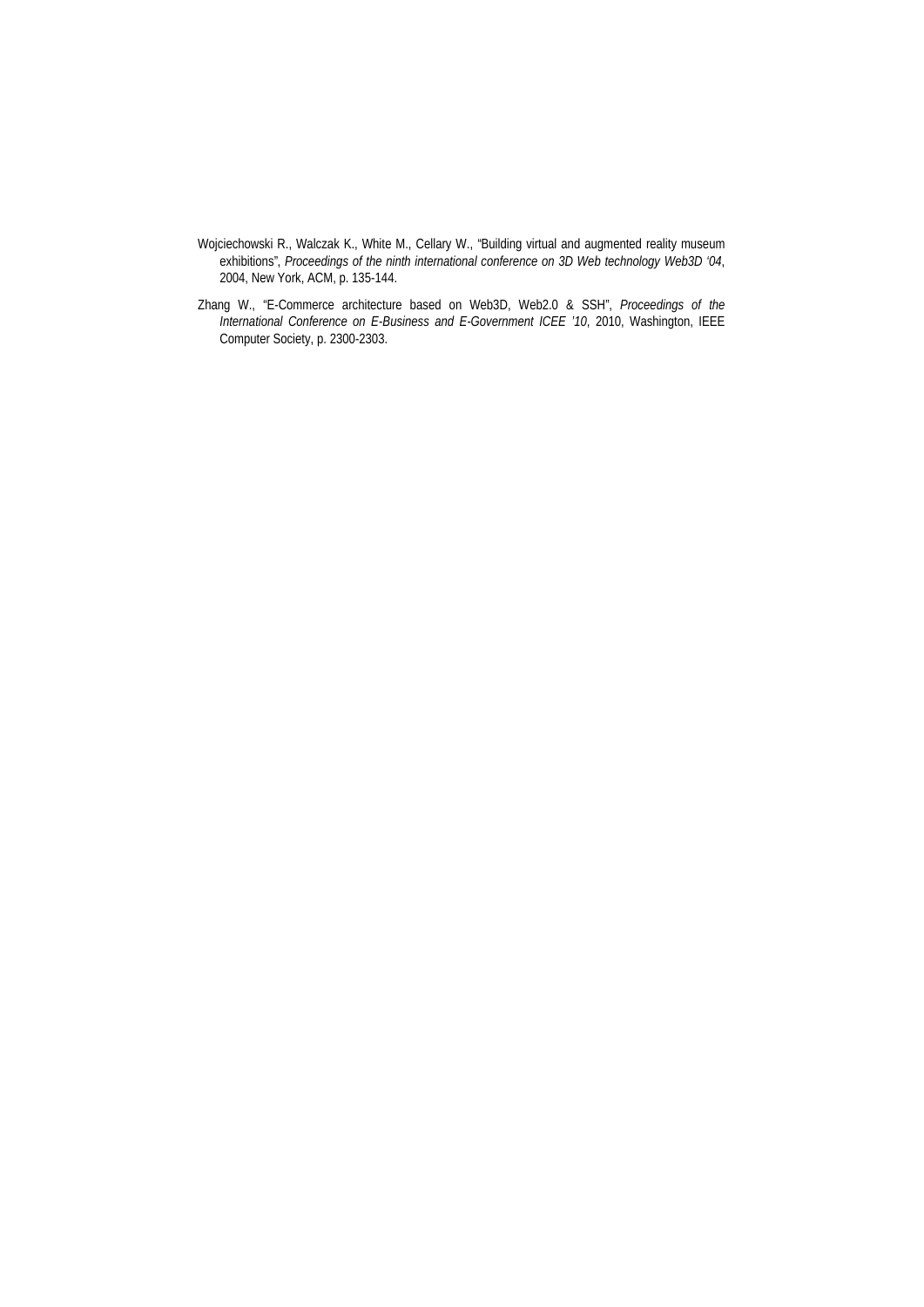Wojciechowski R., Walczak K., White M., Cellary W., "Building virtual and augmented reality museum exhibitions", *Proceedings of the ninth international conference on 3D Web technology Web3D '04*, 2004, New York, ACM, p. 135-144.

Zhang W., "E-Commerce architecture based on Web3D, Web2.0 & SSH", *Proceedings of the International Conference on E-Business and E-Government ICEE '10*, 2010, Washington, IEEE Computer Society, p. 2300-2303.